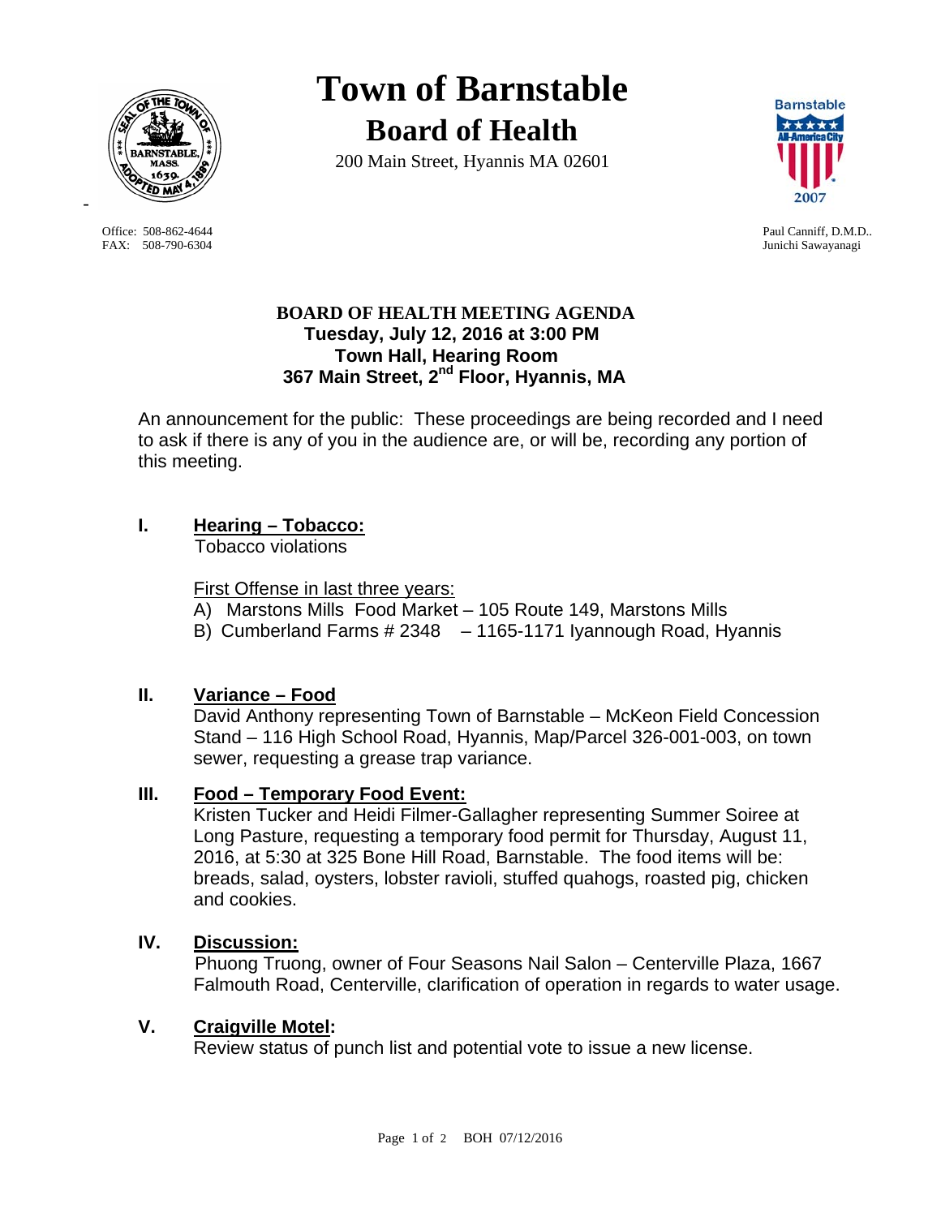# Town of Barnstable

## Board of Health

200 Main Street, Hyannis MA 02601

Office: 508-862-4644
FAX: 508-790-6304

Paul Canniff, D.M.D..
Junichi Sawayanagi

**BOARD OF HEALTH MEETING AGENDA**
**Tuesday, July 12, 2016 at 3:00 PM**
**Town Hall, Hearing Room**
**367 Main Street, 2nd Floor, Hyannis, MA**

An announcement for the public: These proceedings are being recorded and I need to ask if there is any of you in the audience are, or will be, recording any portion of this meeting.

**I. Hearing – Tobacco:**

Tobacco violations

First Offense in last three years:

A) Marstons Mills Food Market – 105 Route 149, Marstons Mills
B) Cumberland Farms # 2348 – 1165-1171 Iyannough Road, Hyannis

**II. Variance – Food**

David Anthony representing Town of Barnstable – McKeon Field Concession Stand – 116 High School Road, Hyannis, Map/Parcel 326-001-003, on town sewer, requesting a grease trap variance.

**III. Food – Temporary Food Event:**

Kristen Tucker and Heidi Filmer-Gallagher representing Summer Soiree at Long Pasture, requesting a temporary food permit for Thursday, August 11, 2016, at 5:30 at 325 Bone Hill Road, Barnstable. The food items will be: breads, salad, oysters, lobster ravioli, stuffed quahogs, roasted pig, chicken and cookies.

**IV. Discussion:**

Phuong Truong, owner of Four Seasons Nail Salon – Centerville Plaza, 1667 Falmouth Road, Centerville, clarification of operation in regards to water usage.

**V. Craigville Motel:**

Review status of punch list and potential vote to issue a new license.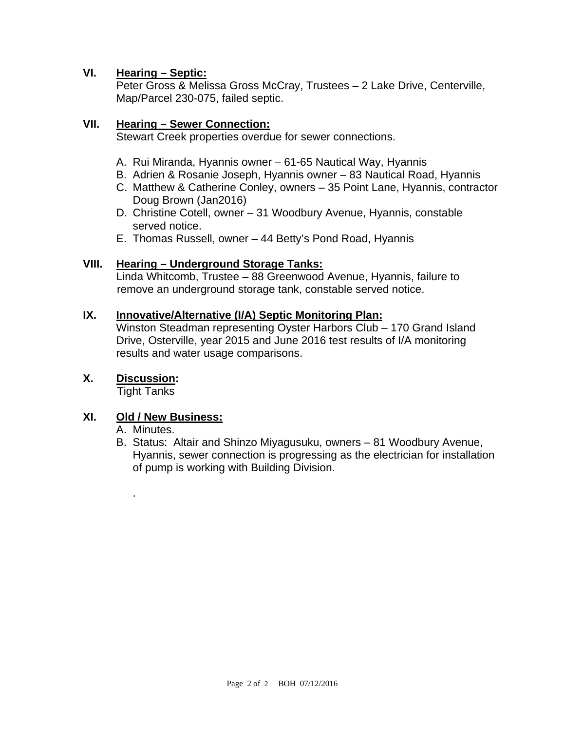**VI. Hearing – Septic:**
Peter Gross & Melissa Gross McCray, Trustees – 2 Lake Drive, Centerville, Map/Parcel 230-075, failed septic.

**VII. Hearing – Sewer Connection:**
Stewart Creek properties overdue for sewer connections.

A. Rui Miranda, Hyannis owner – 61-65 Nautical Way, Hyannis
B. Adrien & Rosanie Joseph, Hyannis owner – 83 Nautical Road, Hyannis
C. Matthew & Catherine Conley, owners – 35 Point Lane, Hyannis, contractor Doug Brown (Jan2016)
D. Christine Cotell, owner – 31 Woodbury Avenue, Hyannis, constable served notice.
E. Thomas Russell, owner – 44 Betty's Pond Road, Hyannis

**VIII. Hearing – Underground Storage Tanks:**
Linda Whitcomb, Trustee – 88 Greenwood Avenue, Hyannis, failure to remove an underground storage tank, constable served notice.

**IX. Innovative/Alternative (I/A) Septic Monitoring Plan:**
Winston Steadman representing Oyster Harbors Club – 170 Grand Island Drive, Osterville, year 2015 and June 2016 test results of I/A monitoring results and water usage comparisons.

**X. Discussion:**
Tight Tanks

**XI. Old / New Business:**
A. Minutes.
B. Status: Altair and Shinzo Miyagusuku, owners – 81 Woodbury Avenue, Hyannis, sewer connection is progressing as the electrician for installation of pump is working with Building Division.

.